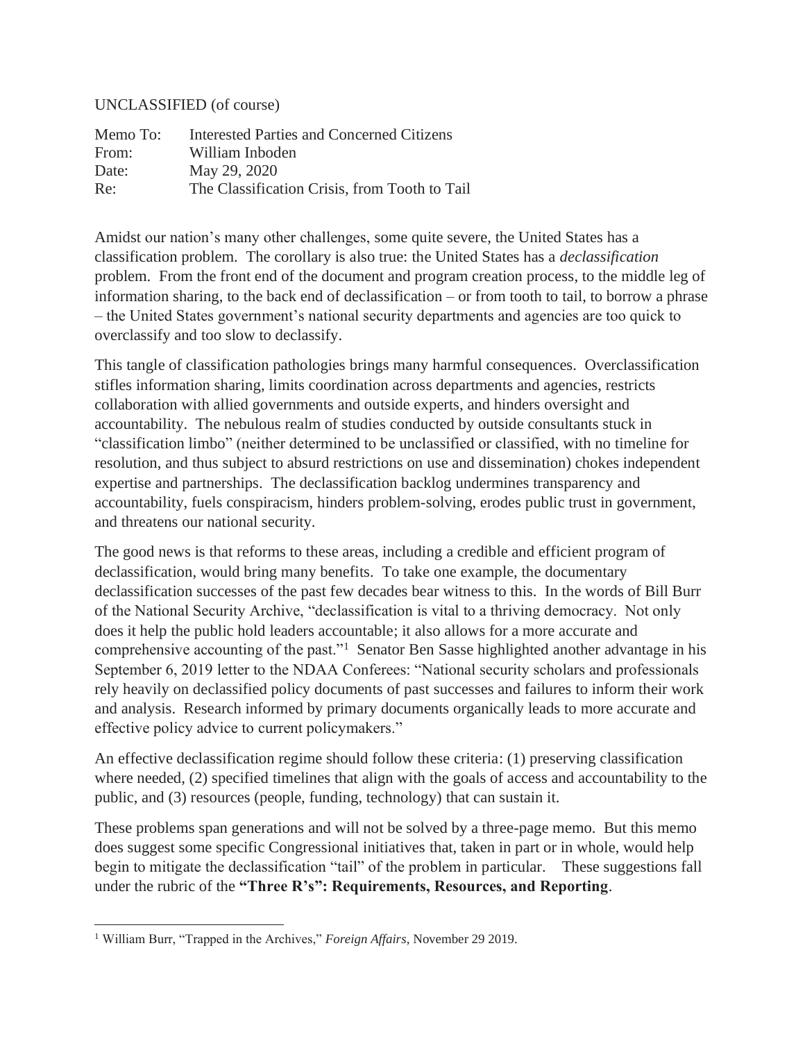UNCLASSIFIED (of course)

| | |
|---|---|
| Memo To: | Interested Parties and Concerned Citizens |
| From: | William Inboden |
| Date: | May 29, 2020 |
| Re: | The Classification Crisis, from Tooth to Tail |

Amidst our nation's many other challenges, some quite severe, the United States has a classification problem. The corollary is also true: the United States has a *declassification* problem. From the front end of the document and program creation process, to the middle leg of information sharing, to the back end of declassification – or from tooth to tail, to borrow a phrase – the United States government's national security departments and agencies are too quick to overclassify and too slow to declassify.

This tangle of classification pathologies brings many harmful consequences. Overclassification stifles information sharing, limits coordination across departments and agencies, restricts collaboration with allied governments and outside experts, and hinders oversight and accountability. The nebulous realm of studies conducted by outside consultants stuck in "classification limbo" (neither determined to be unclassified or classified, with no timeline for resolution, and thus subject to absurd restrictions on use and dissemination) chokes independent expertise and partnerships. The declassification backlog undermines transparency and accountability, fuels conspiracism, hinders problem-solving, erodes public trust in government, and threatens our national security.

The good news is that reforms to these areas, including a credible and efficient program of declassification, would bring many benefits. To take one example, the documentary declassification successes of the past few decades bear witness to this. In the words of Bill Burr of the National Security Archive, "declassification is vital to a thriving democracy. Not only does it help the public hold leaders accountable; it also allows for a more accurate and comprehensive accounting of the past."[1] Senator Ben Sasse highlighted another advantage in his September 6, 2019 letter to the NDAA Conferees: "National security scholars and professionals rely heavily on declassified policy documents of past successes and failures to inform their work and analysis. Research informed by primary documents organically leads to more accurate and effective policy advice to current policymakers."

An effective declassification regime should follow these criteria: (1) preserving classification where needed, (2) specified timelines that align with the goals of access and accountability to the public, and (3) resources (people, funding, technology) that can sustain it.

These problems span generations and will not be solved by a three-page memo. But this memo does suggest some specific Congressional initiatives that, taken in part or in whole, would help begin to mitigate the declassification "tail" of the problem in particular. These suggestions fall under the rubric of the **"Three R's": Requirements, Resources, and Reporting**.

[1] William Burr, "Trapped in the Archives," *Foreign Affairs*, November 29 2019.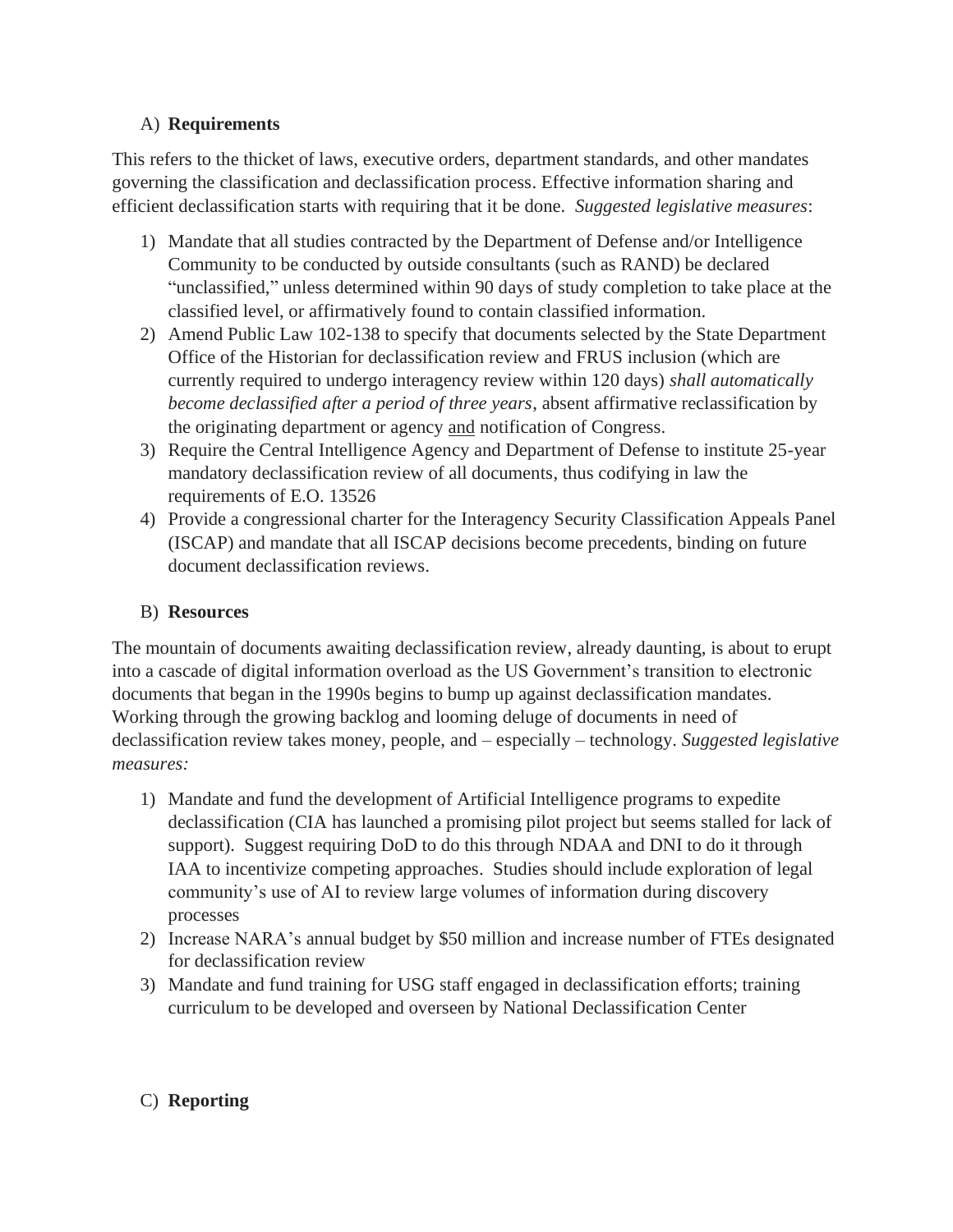A) **Requirements**

This refers to the thicket of laws, executive orders, department standards, and other mandates governing the classification and declassification process. Effective information sharing and efficient declassification starts with requiring that it be done. *Suggested legislative measures*:

1) Mandate that all studies contracted by the Department of Defense and/or Intelligence Community to be conducted by outside consultants (such as RAND) be declared "unclassified," unless determined within 90 days of study completion to take place at the classified level, or affirmatively found to contain classified information.
2) Amend Public Law 102-138 to specify that documents selected by the State Department Office of the Historian for declassification review and FRUS inclusion (which are currently required to undergo interagency review within 120 days) *shall automatically become declassified after a period of three years*, absent affirmative reclassification by the originating department or agency <u>and</u> notification of Congress.
3) Require the Central Intelligence Agency and Department of Defense to institute 25-year mandatory declassification review of all documents, thus codifying in law the requirements of E.O. 13526
4) Provide a congressional charter for the Interagency Security Classification Appeals Panel (ISCAP) and mandate that all ISCAP decisions become precedents, binding on future document declassification reviews.

B) **Resources**

The mountain of documents awaiting declassification review, already daunting, is about to erupt into a cascade of digital information overload as the US Government's transition to electronic documents that began in the 1990s begins to bump up against declassification mandates. Working through the growing backlog and looming deluge of documents in need of declassification review takes money, people, and – especially – technology. *Suggested legislative measures:*

1) Mandate and fund the development of Artificial Intelligence programs to expedite declassification (CIA has launched a promising pilot project but seems stalled for lack of support). Suggest requiring DoD to do this through NDAA and DNI to do it through IAA to incentivize competing approaches. Studies should include exploration of legal community's use of AI to review large volumes of information during discovery processes
2) Increase NARA's annual budget by $50 million and increase number of FTEs designated for declassification review
3) Mandate and fund training for USG staff engaged in declassification efforts; training curriculum to be developed and overseen by National Declassification Center

C) **Reporting**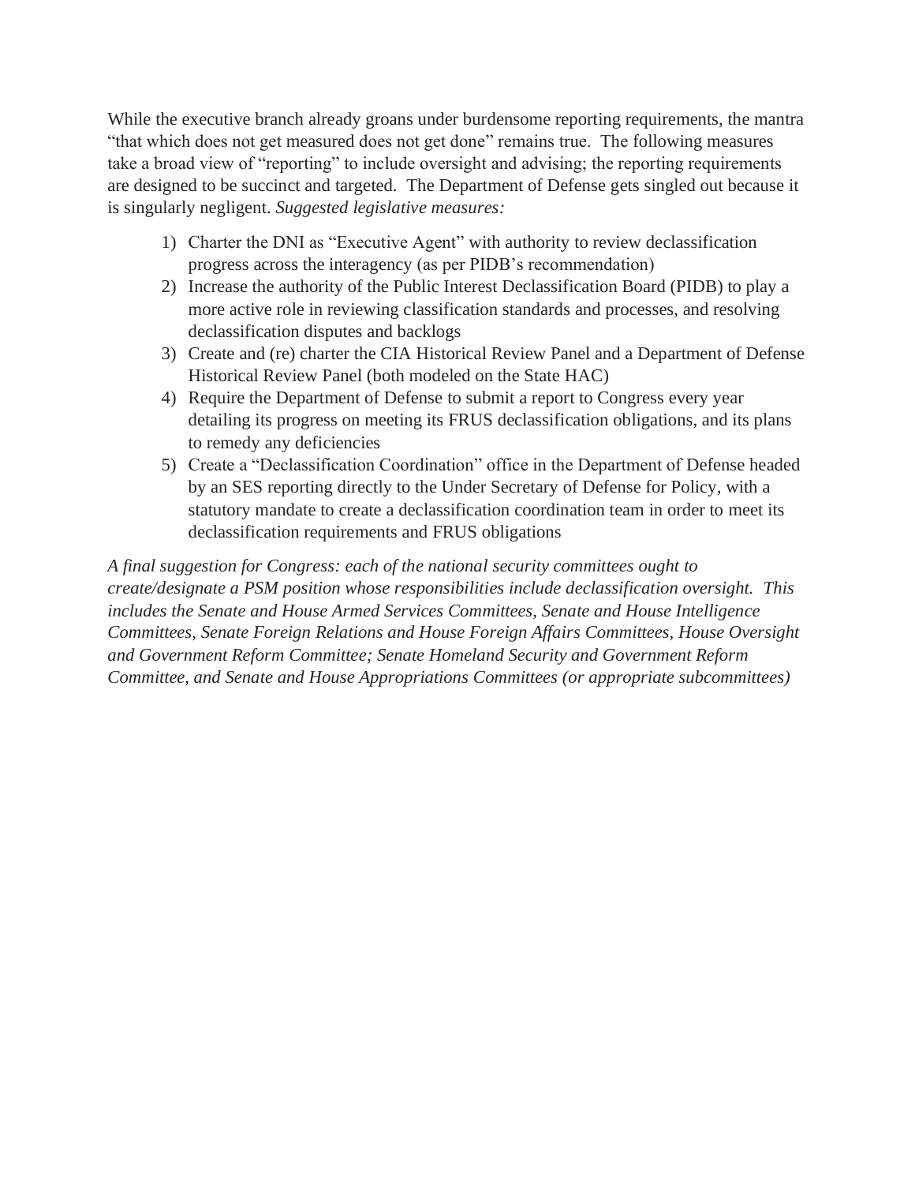While the executive branch already groans under burdensome reporting requirements, the mantra "that which does not get measured does not get done" remains true. The following measures take a broad view of "reporting" to include oversight and advising; the reporting requirements are designed to be succinct and targeted. The Department of Defense gets singled out because it is singularly negligent. *Suggested legislative measures:*

1) Charter the DNI as "Executive Agent" with authority to review declassification progress across the interagency (as per PIDB's recommendation)
2) Increase the authority of the Public Interest Declassification Board (PIDB) to play a more active role in reviewing classification standards and processes, and resolving declassification disputes and backlogs
3) Create and (re) charter the CIA Historical Review Panel and a Department of Defense Historical Review Panel (both modeled on the State HAC)
4) Require the Department of Defense to submit a report to Congress every year detailing its progress on meeting its FRUS declassification obligations, and its plans to remedy any deficiencies
5) Create a "Declassification Coordination" office in the Department of Defense headed by an SES reporting directly to the Under Secretary of Defense for Policy, with a statutory mandate to create a declassification coordination team in order to meet its declassification requirements and FRUS obligations

*A final suggestion for Congress: each of the national security committees ought to create/designate a PSM position whose responsibilities include declassification oversight. This includes the Senate and House Armed Services Committees, Senate and House Intelligence Committees, Senate Foreign Relations and House Foreign Affairs Committees, House Oversight and Government Reform Committee; Senate Homeland Security and Government Reform Committee, and Senate and House Appropriations Committees (or appropriate subcommittees)*